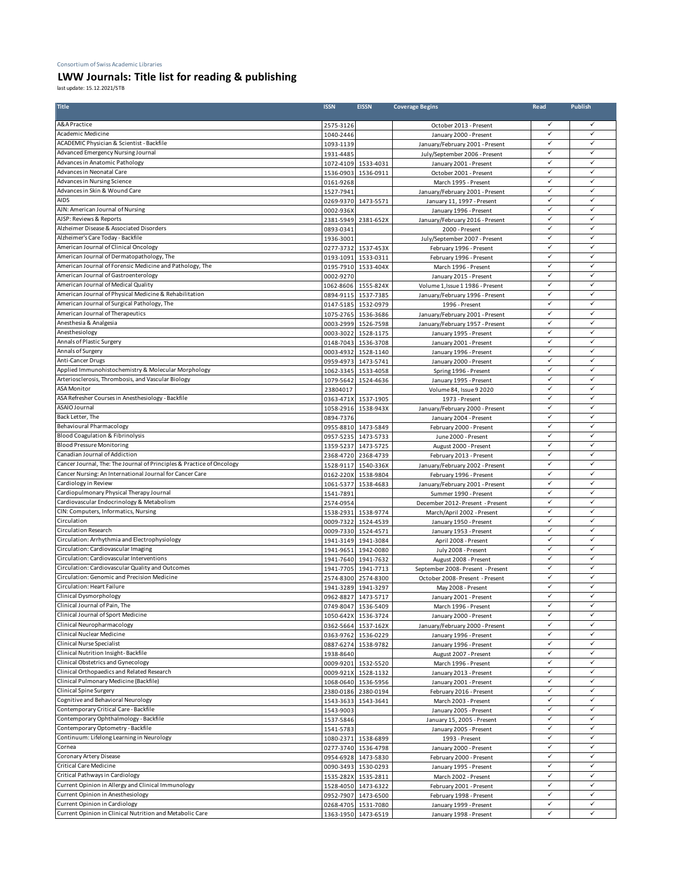Consortium of Swiss Academic Libraries

# LWW Journals: Title list for reading & publishing

last update: 15.12.2021/STB

| Title | ISSN | EISSN | Coverage Begins | Read | Publish |
|---|---|---|---|---|---|
| A&A Practice | 2575-3126 | | October 2013 - Present | ✓ | ✓ |
| Academic Medicine | 1040-2446 | | January 2000 - Present | ✓ | ✓ |
| ACADEMIC Physician & Scientist - Backfile | 1093-1139 | | January/February 2001 - Present | ✓ | ✓ |
| Advanced Emergency Nursing Journal | 1931-4485 | | July/September 2006 - Present | ✓ | ✓ |
| Advances in Anatomic Pathology | 1072-4109 | 1533-4031 | January 2001 - Present | ✓ | ✓ |
| Advances in Neonatal Care | 1536-0903 | 1536-0911 | October 2001 - Present | ✓ | ✓ |
| Advances in Nursing Science | 0161-9268 | | March 1995 - Present | ✓ | ✓ |
| Advances in Skin & Wound Care | 1527-7941 | | January/February 2001 - Present | ✓ | ✓ |
| AIDS | 0269-9370 | 1473-5571 | January 11, 1997 - Present | ✓ | ✓ |
| AJN: American Journal of Nursing | 0002-936X | | January 1996 - Present | ✓ | ✓ |
| AJSP: Reviews & Reports | 2381-5949 | 2381-652X | January/February 2016 - Present | ✓ | ✓ |
| Alzheimer Disease & Associated Disorders | 0893-0341 | | 2000 - Present | ✓ | ✓ |
| Alzheimer's Care Today - Backfile | 1936-3001 | | July/September 2007 - Present | ✓ | ✓ |
| American Journal of Clinical Oncology | 0277-3732 | 1537-453X | February 1996 - Present | ✓ | ✓ |
| American Journal of Dermatopathology, The | 0193-1091 | 1533-0311 | February 1996 - Present | ✓ | ✓ |
| American Journal of Forensic Medicine and Pathology, The | 0195-7910 | 1533-404X | March 1996 - Present | ✓ | ✓ |
| American Journal of Gastroenterology | 0002-9270 | | January 2015 - Present | ✓ | ✓ |
| American Journal of Medical Quality | 1062-8606 | 1555-824X | Volume 1,Issue 1 1986 - Present | ✓ | ✓ |
| American Journal of Physical Medicine & Rehabilitation | 0894-9115 | 1537-7385 | January/February 1996 - Present | ✓ | ✓ |
| American Journal of Surgical Pathology, The | 0147-5185 | 1532-0979 | 1996 - Present | ✓ | ✓ |
| American Journal of Therapeutics | 1075-2765 | 1536-3686 | January/February 2001 - Present | ✓ | ✓ |
| Anesthesia & Analgesia | 0003-2999 | 1526-7598 | January/February 1957 - Present | ✓ | ✓ |
| Anesthesiology | 0003-3022 | 1528-1175 | January 1995 - Present | ✓ | ✓ |
| Annals of Plastic Surgery | 0148-7043 | 1536-3708 | January 2001 - Present | ✓ | ✓ |
| Annals of Surgery | 0003-4932 | 1528-1140 | January 1996 - Present | ✓ | ✓ |
| Anti-Cancer Drugs | 0959-4973 | 1473-5741 | January 2000 - Present | ✓ | ✓ |
| Applied Immunohistochemistry & Molecular Morphology | 1062-3345 | 1533-4058 | Spring 1996 - Present | ✓ | ✓ |
| Arteriosclerosis, Thrombosis, and Vascular Biology | 1079-5642 | 1524-4636 | January 1995 - Present | ✓ | ✓ |
| ASA Monitor | 23804017 | | Volume 84, Issue 9 2020 | ✓ | ✓ |
| ASA Refresher Courses in Anesthesiology - Backfile | 0363-471X | 1537-1905 | 1973 - Present | ✓ | ✓ |
| ASAIO Journal | 1058-2916 | 1538-943X | January/February 2000 - Present | ✓ | ✓ |
| Back Letter, The | 0894-7376 | | January 2004 - Present | ✓ | ✓ |
| Behavioural Pharmacology | 0955-8810 | 1473-5849 | February 2000 - Present | ✓ | ✓ |
| Blood Coagulation & Fibrinolysis | 0957-5235 | 1473-5733 | June 2000 - Present | ✓ | ✓ |
| Blood Pressure Monitoring | 1359-5237 | 1473-5725 | August 2000 - Present | ✓ | ✓ |
| Canadian Journal of Addiction | 2368-4720 | 2368-4739 | February 2013 - Present | ✓ | ✓ |
| Cancer Journal, The: The Journal of Principles & Practice of Oncology | 1528-9117 | 1540-336X | January/February 2002 - Present | ✓ | ✓ |
| Cancer Nursing: An International Journal for Cancer Care | 0162-220X | 1538-9804 | February 1996 - Present | ✓ | ✓ |
| Cardiology in Review | 1061-5377 | 1538-4683 | January/February 2001 - Present | ✓ | ✓ |
| Cardiopulmonary Physical Therapy Journal | 1541-7891 | | Summer 1990 - Present | ✓ | ✓ |
| Cardiovascular Endocrinology & Metabolism | 2574-0954 | | December 2012- Present - Present | ✓ | ✓ |
| CIN: Computers, Informatics, Nursing | 1538-2931 | 1538-9774 | March/April 2002 - Present | ✓ | ✓ |
| Circulation | 0009-7322 | 1524-4539 | January 1950 - Present | ✓ | ✓ |
| Circulation Research | 0009-7330 | 1524-4571 | January 1953 - Present | ✓ | ✓ |
| Circulation: Arrhythmia and Electrophysiology | 1941-3149 | 1941-3084 | April 2008 - Present | ✓ | ✓ |
| Circulation: Cardiovascular Imaging | 1941-9651 | 1942-0080 | July 2008 - Present | ✓ | ✓ |
| Circulation: Cardiovascular Interventions | 1941-7640 | 1941-7632 | August 2008 - Present | ✓ | ✓ |
| Circulation: Cardiovascular Quality and Outcomes | 1941-7705 | 1941-7713 | September 2008- Present - Present | ✓ | ✓ |
| Circulation: Genomic and Precision Medicine | 2574-8300 | 2574-8300 | October 2008- Present - Present | ✓ | ✓ |
| Circulation: Heart Failure | 1941-3289 | 1941-3297 | May 2008 - Present | ✓ | ✓ |
| Clinical Dysmorphology | 0962-8827 | 1473-5717 | January 2001 - Present | ✓ | ✓ |
| Clinical Journal of Pain, The | 0749-8047 | 1536-5409 | March 1996 - Present | ✓ | ✓ |
| Clinical Journal of Sport Medicine | 1050-642X | 1536-3724 | January 2000 - Present | ✓ | ✓ |
| Clinical Neuropharmacology | 0362-5664 | 1537-162X | January/February 2000 - Present | ✓ | ✓ |
| Clinical Nuclear Medicine | 0363-9762 | 1536-0229 | January 1996 - Present | ✓ | ✓ |
| Clinical Nurse Specialist | 0887-6274 | 1538-9782 | January 1996 - Present | ✓ | ✓ |
| Clinical Nutrition Insight - Backfile | 1938-8640 | | August 2007 - Present | ✓ | ✓ |
| Clinical Obstetrics and Gynecology | 0009-9201 | 1532-5520 | March 1996 - Present | ✓ | ✓ |
| Clinical Orthopaedics and Related Research | 0009-921X | 1528-1132 | January 2013 - Present | ✓ | ✓ |
| Clinical Pulmonary Medicine (Backfile) | 1068-0640 | 1536-5956 | January 2001 - Present | ✓ | ✓ |
| Clinical Spine Surgery | 2380-0186 | 2380-0194 | February 2016 - Present | ✓ | ✓ |
| Cognitive and Behavioral Neurology | 1543-3633 | 1543-3641 | March 2003 - Present | ✓ | ✓ |
| Contemporary Critical Care - Backfile | 1543-9003 | | January 2005 - Present | ✓ | ✓ |
| Contemporary Ophthalmology - Backfile | 1537-5846 | | January 15, 2005 - Present | ✓ | ✓ |
| Contemporary Optometry - Backfile | 1541-5783 | | January 2005 - Present | ✓ | ✓ |
| Continuum: Lifelong Learning in Neurology | 1080-2371 | 1538-6899 | 1993 - Present | ✓ | ✓ |
| Cornea | 0277-3740 | 1536-4798 | January 2000 - Present | ✓ | ✓ |
| Coronary Artery Disease | 0954-6928 | 1473-5830 | February 2000 - Present | ✓ | ✓ |
| Critical Care Medicine | 0090-3493 | 1530-0293 | January 1995 - Present | ✓ | ✓ |
| Critical Pathways in Cardiology | 1535-282X | 1535-2811 | March 2002 - Present | ✓ | ✓ |
| Current Opinion in Allergy and Clinical Immunology | 1528-4050 | 1473-6322 | February 2001 - Present | ✓ | ✓ |
| Current Opinion in Anesthesiology | 0952-7907 | 1473-6500 | February 1998 - Present | ✓ | ✓ |
| Current Opinion in Cardiology | 0268-4705 | 1531-7080 | January 1999 - Present | ✓ | ✓ |
| Current Opinion in Clinical Nutrition and Metabolic Care | 1363-1950 | 1473-6519 | January 1998 - Present | ✓ | ✓ |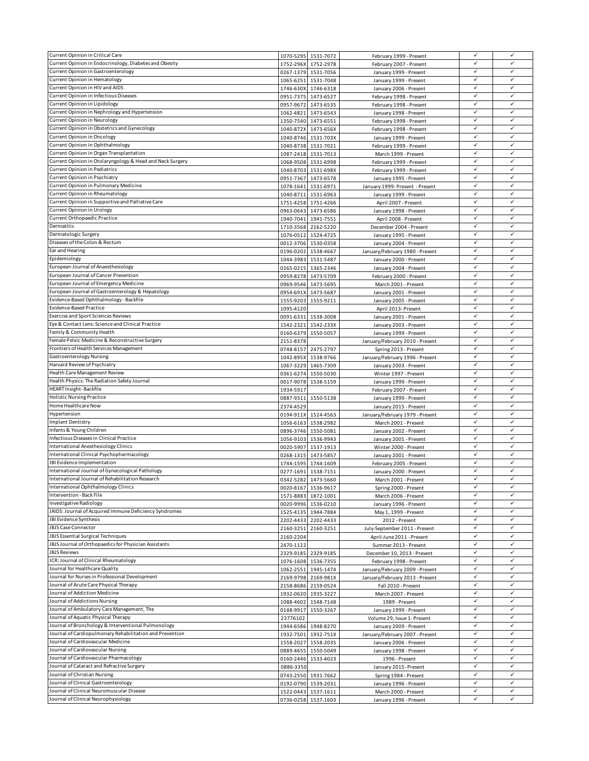| | | | | | |
|---|---|---|---|---|---|
| Current Opinion in Critical Care | 1070-5295 | 1531-7072 | February 1999 - Present | ✓ | ✓ |
| Current Opinion in Endocrinology, Diabetes and Obesity | 1752-296X | 1752-2978 | February 2007 - Present | ✓ | ✓ |
| Current Opinion in Gastroenterology | 0267-1379 | 1531-7056 | January 1999 - Present | ✓ | ✓ |
| Current Opinion in Hematology | 1065-6251 | 1531-7048 | January 1999 - Present | ✓ | ✓ |
| Current Opinion in HIV and AIDS | 1746-630X | 1746-6318 | January 2006 - Present | ✓ | ✓ |
| Current Opinion in Infectious Diseases | 0951-7375 | 1473-6527 | February 1998 - Present | ✓ | ✓ |
| Current Opinion in Lipidology | 0957-9672 | 1473-6535 | February 1998 - Present | ✓ | ✓ |
| Current Opinion in Nephrology and Hypertension | 1062-4821 | 1473-6543 | January 1998 - Present | ✓ | ✓ |
| Current Opinion in Neurology | 1350-7540 | 1473-6551 | February 1998 - Present | ✓ | ✓ |
| Current Opinion in Obstetrics and Gynecology | 1040-872X | 1473-656X | February 1998 - Present | ✓ | ✓ |
| Current Opinion in Oncology | 1040-8746 | 1531-703X | January 1999 - Present | ✓ | ✓ |
| Current Opinion in Ophthalmology | 1040-8738 | 1531-7021 | February 1999 - Present | ✓ | ✓ |
| Current Opinion in Organ Transplantation | 1087-2418 | 1531-7013 | March 1999 - Present | ✓ | ✓ |
| Current Opinion in Otolaryngology & Head and Neck Surgery | 1068-9508 | 1531-6998 | February 1999 - Present | ✓ | ✓ |
| Current Opinion in Pediatrics | 1040-8703 | 1531-698X | February 1999 - Present | ✓ | ✓ |
| Current Opinion in Psychiatry | 0951-7367 | 1473-6578 | January 1995 - Present | ✓ | ✓ |
| Current Opinion in Pulmonary Medicine | 1078-1641 | 1531-6971 | January 1999- Present - Present | ✓ | ✓ |
| Current Opinion in Rheumatology | 1040-8711 | 1531-6963 | January 1999 - Present | ✓ | ✓ |
| Current Opinion in Supportive and Palliative Care | 1751-4258 | 1751-4266 | April 2007 - Present | ✓ | ✓ |
| Current Opinion in Urology | 0963-0643 | 1473-6586 | January 1998 - Present | ✓ | ✓ |
| Current Orthopaedic Practice | 1940-7041 | 1941-7551 | April 2008 - Present | ✓ | ✓ |
| Dermatitis | 1710-3568 | 2162-5220 | December 2004 - Present | ✓ | ✓ |
| Dermatologic Surgery | 1076-0512 | 1524-4725 | January 1995 - Present | ✓ | ✓ |
| Diseases of the Colon & Rectum | 0012-3706 | 1530-0358 | January 2004 - Present | ✓ | ✓ |
| Ear and Hearing | 0196-0202 | 1538-4667 | January/February 1980 - Present | ✓ | ✓ |
| Epidemiology | 1044-3983 | 1531-5487 | January 2000 - Present | ✓ | ✓ |
| European Journal of Anaesthesiology | 0265-0215 | 1365-2346 | January 2004 - Present | ✓ | ✓ |
| European Journal of Cancer Prevention | 0959-8278 | 1473-5709 | February 2000 - Present | ✓ | ✓ |
| European Journal of Emergency Medicine | 0969-9546 | 1473-5695 | March 2001 - Present | ✓ | ✓ |
| European Journal of Gastroenterology & Hepatology | 0954-691X | 1473-5687 | January 2001 - Present | ✓ | ✓ |
| Evidence-Based Ophthalmology - Backfile | 1555-9203 | 1555-9211 | January 2005 - Present | ✓ | ✓ |
| Evidence-Based Practice | 1095-4120 | | April 2013- Present | ✓ | ✓ |
| Exercise and Sport Sciences Reviews | 0091-6331 | 1538-3008 | January 2001 - Present | ✓ | ✓ |
| Eye & Contact Lens: Science and Clinical Practice | 1542-2321 | 1542-233X | January 2003 - Present | ✓ | ✓ |
| Family & Community Health | 0160-6379 | 1550-5057 | January 1999 - Present | ✓ | ✓ |
| Female Pelvic Medicine & Reconstructive Surgery | 2151-8378 | | January/February 2010 - Present | ✓ | ✓ |
| Frontiers of Health Services Management | 0748-8157 | 2475-2797 | Spring 2013 - Present | ✓ | ✓ |
| Gastroenterology Nursing | 1042-895X | 1538-9766 | January/February 1996 - Present | ✓ | ✓ |
| Harvard Review of Psychiatry | 1067-3229 | 1465-7309 | January 2003 - Present | ✓ | ✓ |
| Health Care Management Review | 0361-6274 | 1550-5030 | Winter 1997 - Present | ✓ | ✓ |
| Health Physics: The Radiation Safety Journal | 0017-9078 | 1538-5159 | January 1999 - Present | ✓ | ✓ |
| HEART Insight- Backfile | 1934-5917 | | February 2007 - Present | ✓ | ✓ |
| Holistic Nursing Practice | 0887-9311 | 1550-5138 | January 1999 - Present | ✓ | ✓ |
| Home Healthcare Now | 2374-4529 | | January 2015 - Present | ✓ | ✓ |
| Hypertension | 0194-911X | 1524-4563 | January/February 1979 - Present | ✓ | ✓ |
| Implant Dentistry | 1056-6163 | 1538-2982 | March 2001 - Present | ✓ | ✓ |
| Infants & Young Children | 0896-3746 | 1550-5081 | January 2002 - Present | ✓ | ✓ |
| Infectious Diseases in Clinical Practice | 1056-9103 | 1536-9943 | January 2001 - Present | ✓ | ✓ |
| International Anesthesiology Clinics | 0020-5907 | 1537-1913 | Winter 2000 - Present | ✓ | ✓ |
| International Clinical Psychopharmacology | 0268-1315 | 1473-5857 | January 2001 - Present | ✓ | ✓ |
| JBI Evidence Implementation | 1744-1595 | 1744-1609 | February 2005 - Present | ✓ | ✓ |
| International Journal of Gynecological Pathology | 0277-1691 | 1538-7151 | January 2000 - Present | ✓ | ✓ |
| International Journal of Rehabilitation Research | 0342-5282 | 1473-5660 | March 2001 - Present | ✓ | ✓ |
| International Ophthalmology Clinics | 0020-8167 | 1536-9617 | Spring 2000 - Present | ✓ | ✓ |
| Intervention - Back File | 1571-8883 | 1872-1001 | March 2006 - Present | ✓ | ✓ |
| Investigative Radiology | 0020-9996 | 1536-0210 | January 1996 - Present | ✓ | ✓ |
| JAIDS: Journal of Acquired Immune Deficiency Syndromes | 1525-4135 | 1944-7884 | May 1, 1999 - Present | ✓ | ✓ |
| JBI Evidence Synthesis | 2202-4433 | 2202-4433 | 2012 - Present | ✓ | ✓ |
| JBJS Case Connector | 2160-3251 | 2160-3251 | July-September 2011 - Present | ✓ | ✓ |
| JBJS Essential Surgical Techniques | 2160-2204 | | April-June 2011 - Present | ✓ | ✓ |
| JBJS Journal of Orthopaedics for Physician Assistants | 2470-1122 | | Summer 2013 - Present | ✓ | ✓ |
| JBJS Reviews | 2329-9185 | 2329-9185 | December 10, 2013 - Present | ✓ | ✓ |
| JCR: Journal of Clinical Rheumatology | 1076-1608 | 1536-7355 | February 1998 - Present | ✓ | ✓ |
| Journal for Healthcare Quality | 1062-2551 | 1945-1474 | January/February 2009 - Present | ✓ | ✓ |
| Journal for Nurses in Professional Development | 2169-9798 | 2169-981X | January/February 2013 - Present | ✓ | ✓ |
| Journal of Acute Care Physical Therapy | 2158-8686 | 2159-0524 | Fall 2010 - Present | ✓ | ✓ |
| Journal of Addiction Medicine | 1932-0620 | 1935-3227 | March 2007 - Present | ✓ | ✓ |
| Journal of Addictions Nursing | 1088-4602 | 1548-7148 | 1989 - Present | ✓ | ✓ |
| Journal of Ambulatory Care Management, The | 0148-9917 | 1550-3267 | January 1999 - Present | ✓ | ✓ |
| Journal of Aquatic Physical Therapy | 23776102 | | Volume 29, Issue 1- Present | ✓ | ✓ |
| Journal of Bronchology & Interventional Pulmonology | 1944-6586 | 1948-8270 | January 2009 - Present | ✓ | ✓ |
| Journal of Cardiopulmonary Rehabilitation and Prevention | 1932-7501 | 1932-751X | January/February 2007 - Present | ✓ | ✓ |
| Journal of Cardiovascular Medicine | 1558-2027 | 1558-2035 | January 2006 - Present | ✓ | ✓ |
| Journal of Cardiovascular Nursing | 0889-4655 | 1550-5049 | January 1998 - Present | ✓ | ✓ |
| Journal of Cardiovascular Pharmacology | 0160-2446 | 1533-4023 | 1996 - Present | ✓ | ✓ |
| Journal of Cataract and Refractive Surgery | 0886-3350 | | January 2015- Present | ✓ | ✓ |
| Journal of Christian Nursing | 0743-2550 | 1931-7662 | Spring 1984 - Present | ✓ | ✓ |
| Journal of Clinical Gastroenterology | 0192-0790 | 1539-2031 | January 1996 - Present | ✓ | ✓ |
| Journal of Clinical Neuromuscular Disease | 1522-0443 | 1537-1611 | March 2000 - Present | ✓ | ✓ |
| Journal of Clinical Neurophysiology | 0736-0258 | 1537-1603 | January 1996 - Present | ✓ | ✓ |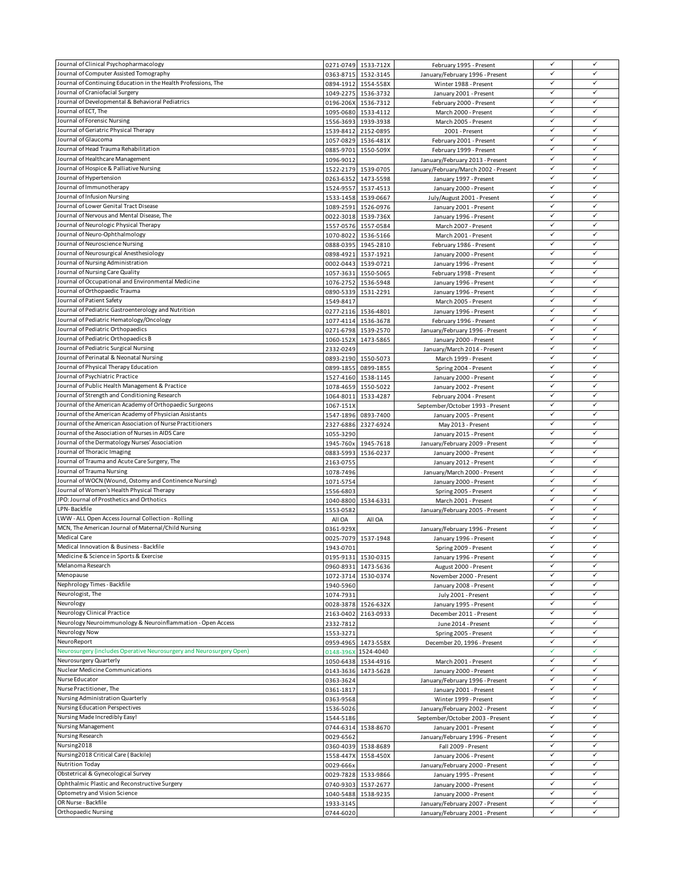| | | | | | |
|---|---|---|---|---|---|
| Journal of Clinical Psychopharmacology | 0271-0749 | 1533-712X | February 1995 - Present | ✓ | ✓ |
| Journal of Computer Assisted Tomography | 0363-8715 | 1532-3145 | January/February 1996 - Present | ✓ | ✓ |
| Journal of Continuing Education in the Health Professions, The | 0894-1912 | 1554-558X | Winter 1988 - Present | ✓ | ✓ |
| Journal of Craniofacial Surgery | 1049-2275 | 1536-3732 | January 2001 - Present | ✓ | ✓ |
| Journal of Developmental & Behavioral Pediatrics | 0196-206X | 1536-7312 | February 2000 - Present | ✓ | ✓ |
| Journal of ECT, The | 1095-0680 | 1533-4112 | March 2000 - Present | ✓ | ✓ |
| Journal of Forensic Nursing | 1556-3693 | 1939-3938 | March 2005 - Present | ✓ | ✓ |
| Journal of Geriatric Physical Therapy | 1539-8412 | 2152-0895 | 2001 - Present | ✓ | ✓ |
| Journal of Glaucoma | 1057-0829 | 1536-481X | February 2001 - Present | ✓ | ✓ |
| Journal of Head Trauma Rehabilitation | 0885-9701 | 1550-509X | February 1999 - Present | ✓ | ✓ |
| Journal of Healthcare Management | 1096-9012 | | January/February 2013 - Present | ✓ | ✓ |
| Journal of Hospice & Palliative Nursing | 1522-2179 | 1539-0705 | January/February/March 2002 - Present | ✓ | ✓ |
| Journal of Hypertension | 0263-6352 | 1473-5598 | January 1997 - Present | ✓ | ✓ |
| Journal of Immunotherapy | 1524-9557 | 1537-4513 | January 2000 - Present | ✓ | ✓ |
| Journal of Infusion Nursing | 1533-1458 | 1539-0667 | July/August 2001 - Present | ✓ | ✓ |
| Journal of Lower Genital Tract Disease | 1089-2591 | 1526-0976 | January 2001 - Present | ✓ | ✓ |
| Journal of Nervous and Mental Disease, The | 0022-3018 | 1539-736X | January 1996 - Present | ✓ | ✓ |
| Journal of Neurologic Physical Therapy | 1557-0576 | 1557-0584 | March 2007 - Present | ✓ | ✓ |
| Journal of Neuro-Ophthalmology | 1070-8022 | 1536-5166 | March 2001 - Present | ✓ | ✓ |
| Journal of Neuroscience Nursing | 0888-0395 | 1945-2810 | February 1986 - Present | ✓ | ✓ |
| Journal of Neurosurgical Anesthesiology | 0898-4921 | 1537-1921 | January 2000 - Present | ✓ | ✓ |
| Journal of Nursing Administration | 0002-0443 | 1539-0721 | January 1996 - Present | ✓ | ✓ |
| Journal of Nursing Care Quality | 1057-3631 | 1550-5065 | February 1998 - Present | ✓ | ✓ |
| Journal of Occupational and Environmental Medicine | 1076-2752 | 1536-5948 | January 1996 - Present | ✓ | ✓ |
| Journal of Orthopaedic Trauma | 0890-5339 | 1531-2291 | January 1996 - Present | ✓ | ✓ |
| Journal of Patient Safety | 1549-8417 | | March 2005 - Present | ✓ | ✓ |
| Journal of Pediatric Gastroenterology and Nutrition | 0277-2116 | 1536-4801 | January 1996 - Present | ✓ | ✓ |
| Journal of Pediatric Hematology/Oncology | 1077-4114 | 1536-3678 | February 1996 - Present | ✓ | ✓ |
| Journal of Pediatric Orthopaedics | 0271-6798 | 1539-2570 | January/February 1996 - Present | ✓ | ✓ |
| Journal of Pediatric Orthopaedics B | 1060-152X | 1473-5865 | January 2000 - Present | ✓ | ✓ |
| Journal of Pediatric Surgical Nursing | 2332-0249 | | January/March 2014 - Present | ✓ | ✓ |
| Journal of Perinatal & Neonatal Nursing | 0893-2190 | 1550-5073 | March 1999 - Present | ✓ | ✓ |
| Journal of Physical Therapy Education | 0899-1855 | 0899-1855 | Spring 2004 - Present | ✓ | ✓ |
| Journal of Psychiatric Practice | 1527-4160 | 1538-1145 | January 2000 - Present | ✓ | ✓ |
| Journal of Public Health Management & Practice | 1078-4659 | 1550-5022 | January 2002 - Present | ✓ | ✓ |
| Journal of Strength and Conditioning Research | 1064-8011 | 1533-4287 | February 2004 - Present | ✓ | ✓ |
| Journal of the American Academy of Orthopaedic Surgeons | 1067-151X | | September/October 1993 - Present | ✓ | ✓ |
| Journal of the American Academy of Physician Assistants | 1547-1896 | 0893-7400 | January 2005 - Present | ✓ | ✓ |
| Journal of the American Association of Nurse Practitioners | 2327-6886 | 2327-6924 | May 2013 - Present | ✓ | ✓ |
| Journal of the Association of Nurses in AIDS Care | 1055-3290 | | January 2015 - Present | ✓ | ✓ |
| Journal of the Dermatology Nurses' Association | 1945-760x | 1945-7618 | January/February 2009 - Present | ✓ | ✓ |
| Journal of Thoracic Imaging | 0883-5993 | 1536-0237 | January 2000 - Present | ✓ | ✓ |
| Journal of Trauma and Acute Care Surgery, The | 2163-0755 | | January 2012 - Present | ✓ | ✓ |
| Journal of Trauma Nursing | 1078-7496 | | January/March 2000 - Present | ✓ | ✓ |
| Journal of WOCN (Wound, Ostomy and Continence Nursing) | 1071-5754 | | January 2000 - Present | ✓ | ✓ |
| Journal of Women's Health Physical Therapy | 1556-6803 | | Spring 2005 - Present | ✓ | ✓ |
| JPO: Journal of Prosthetics and Orthotics | 1040-8800 | 1534-6331 | March 2001 - Present | ✓ | ✓ |
| LPN- Backfile | 1553-0582 | | January/February 2005 - Present | ✓ | ✓ |
| LWW - ALL Open Access Journal Collection - Rolling | All OA | All OA | | ✓ | ✓ |
| MCN, The American Journal of Maternal/Child Nursing | 0361-929X | | January/February 1996 - Present | ✓ | ✓ |
| Medical Care | 0025-7079 | 1537-1948 | January 1996 - Present | ✓ | ✓ |
| Medical Innovation & Business - Backfile | 1943-0701 | | Spring 2009 - Present | ✓ | ✓ |
| Medicine & Science in Sports & Exercise | 0195-9131 | 1530-0315 | January 1996 - Present | ✓ | ✓ |
| Melanoma Research | 0960-8931 | 1473-5636 | August 2000 - Present | ✓ | ✓ |
| Menopause | 1072-3714 | 1530-0374 | November 2000 - Present | ✓ | ✓ |
| Nephrology Times - Backfile | 1940-5960 | | January 2008 - Present | ✓ | ✓ |
| Neurologist, The | 1074-7931 | | July 2001 - Present | ✓ | ✓ |
| Neurology | 0028-3878 | 1526-632X | January 1995 - Present | ✓ | ✓ |
| Neurology Clinical Practice | 2163-0402 | 2163-0933 | December 2011 - Present | ✓ | ✓ |
| Neurology Neuroimmunology & Neuroinflammation - Open Access | 2332-7812 | | June 2014 - Present | ✓ | ✓ |
| Neurology Now | 1553-3271 | | Spring 2005 - Present | ✓ | ✓ |
| NeuroReport | 0959-4965 | 1473-558X | December 20, 1996 - Present | ✓ | ✓ |
| Neurosurgery (includes Operative Neurosurgery and Neurosurgery Open) | 0148-396X | 1524-4040 | | ✓ | ✓ |
| Neurosurgery Quarterly | 1050-6438 | 1534-4916 | March 2001 - Present | ✓ | ✓ |
| Nuclear Medicine Communications | 0143-3636 | 1473-5628 | January 2000 - Present | ✓ | ✓ |
| Nurse Educator | 0363-3624 | | January/February 1996 - Present | ✓ | ✓ |
| Nurse Practitioner, The | 0361-1817 | | January 2001 - Present | ✓ | ✓ |
| Nursing Administration Quarterly | 0363-9568 | | Winter 1999 - Present | ✓ | ✓ |
| Nursing Education Perspectives | 1536-5026 | | January/February 2002 - Present | ✓ | ✓ |
| Nursing Made Incredibly Easy! | 1544-5186 | | September/October 2003 - Present | ✓ | ✓ |
| Nursing Management | 0744-6314 | 1538-8670 | January 2001 - Present | ✓ | ✓ |
| Nursing Research | 0029-6562 | | January/February 1996 - Present | ✓ | ✓ |
| Nursing2018 | 0360-4039 | 1538-8689 | Fall 2009 - Present | ✓ | ✓ |
| Nursing2018 Critical Care ( Backile) | 1558-447X | 1558-450X | January 2006 - Present | ✓ | ✓ |
| Nutrition Today | 0029-666x | | January/February 2000 - Present | ✓ | ✓ |
| Obstetrical & Gynecological Survey | 0029-7828 | 1533-9866 | January 1995 - Present | ✓ | ✓ |
| Ophthalmic Plastic and Reconstructive Surgery | 0740-9303 | 1537-2677 | January 2000 - Present | ✓ | ✓ |
| Optometry and Vision Science | 1040-5488 | 1538-9235 | January 2000 - Present | ✓ | ✓ |
| OR Nurse - Backfile | 1933-3145 | | January/February 2007 - Present | ✓ | ✓ |
| Orthopaedic Nursing | 0744-6020 | | January/February 2001 - Present | ✓ | ✓ |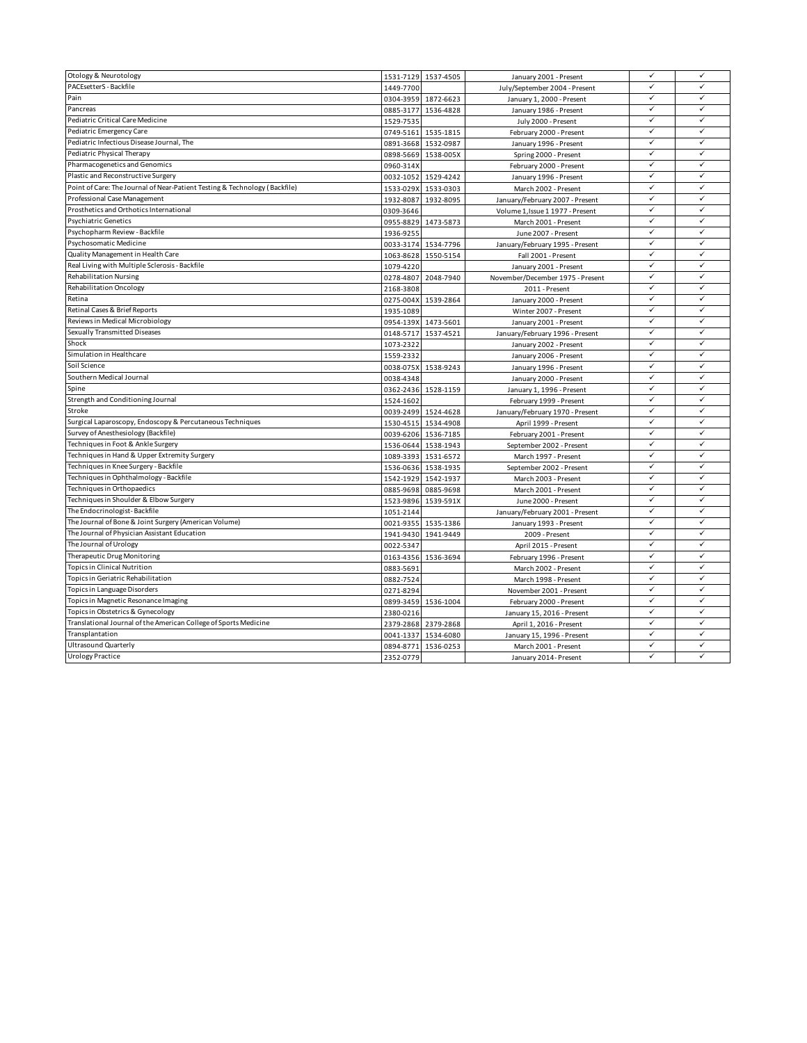| | | | | | |
|---|---|---|---|---|---|
| Otology & Neurotology | 1531-7129 | 1537-4505 | January 2001 - Present | ✓ | ✓ |
| PACEsetterS - Backfile | 1449-7700 | | July/September 2004 - Present | ✓ | ✓ |
| Pain | 0304-3959 | 1872-6623 | January 1, 2000 - Present | ✓ | ✓ |
| Pancreas | 0885-3177 | 1536-4828 | January 1986 - Present | ✓ | ✓ |
| Pediatric Critical Care Medicine | 1529-7535 | | July 2000 - Present | ✓ | ✓ |
| Pediatric Emergency Care | 0749-5161 | 1535-1815 | February 2000 - Present | ✓ | ✓ |
| Pediatric Infectious Disease Journal, The | 0891-3668 | 1532-0987 | January 1996 - Present | ✓ | ✓ |
| Pediatric Physical Therapy | 0898-5669 | 1538-005X | Spring 2000 - Present | ✓ | ✓ |
| Pharmacogenetics and Genomics | 0960-314X | | February 2000 - Present | ✓ | ✓ |
| Plastic and Reconstructive Surgery | 0032-1052 | 1529-4242 | January 1996 - Present | ✓ | ✓ |
| Point of Care: The Journal of Near-Patient Testing & Technology (Backfile) | 1533-029X | 1533-0303 | March 2002 - Present | ✓ | ✓ |
| Professional Case Management | 1932-8087 | 1932-8095 | January/February 2007 - Present | ✓ | ✓ |
| Prosthetics and Orthotics International | 0309-3646 | | Volume 1,Issue 1 1977 - Present | ✓ | ✓ |
| Psychiatric Genetics | 0955-8829 | 1473-5873 | March 2001 - Present | ✓ | ✓ |
| Psychopharm Review - Backfile | 1936-9255 | | June 2007 - Present | ✓ | ✓ |
| Psychosomatic Medicine | 0033-3174 | 1534-7796 | January/February 1995 - Present | ✓ | ✓ |
| Quality Management in Health Care | 1063-8628 | 1550-5154 | Fall 2001 - Present | ✓ | ✓ |
| Real Living with Multiple Sclerosis - Backfile | 1079-4220 | | January 2001 - Present | ✓ | ✓ |
| Rehabilitation Nursing | 0278-4807 | 2048-7940 | November/December 1975 - Present | ✓ | ✓ |
| Rehabilitation Oncology | 2168-3808 | | 2011 - Present | ✓ | ✓ |
| Retina | 0275-004X | 1539-2864 | January 2000 - Present | ✓ | ✓ |
| Retinal Cases & Brief Reports | 1935-1089 | | Winter 2007 - Present | ✓ | ✓ |
| Reviews in Medical Microbiology | 0954-139X | 1473-5601 | January 2001 - Present | ✓ | ✓ |
| Sexually Transmitted Diseases | 0148-5717 | 1537-4521 | January/February 1996 - Present | ✓ | ✓ |
| Shock | 1073-2322 | | January 2002 - Present | ✓ | ✓ |
| Simulation in Healthcare | 1559-2332 | | January 2006 - Present | ✓ | ✓ |
| Soil Science | 0038-075X | 1538-9243 | January 1996 - Present | ✓ | ✓ |
| Southern Medical Journal | 0038-4348 | | January 2000 - Present | ✓ | ✓ |
| Spine | 0362-2436 | 1528-1159 | January 1, 1996 - Present | ✓ | ✓ |
| Strength and Conditioning Journal | 1524-1602 | | February 1999 - Present | ✓ | ✓ |
| Stroke | 0039-2499 | 1524-4628 | January/February 1970 - Present | ✓ | ✓ |
| Surgical Laparoscopy, Endoscopy & Percutaneous Techniques | 1530-4515 | 1534-4908 | April 1999 - Present | ✓ | ✓ |
| Survey of Anesthesiology (Backfile) | 0039-6206 | 1536-7185 | February 2001 - Present | ✓ | ✓ |
| Techniques in Foot & Ankle Surgery | 1536-0644 | 1538-1943 | September 2002 - Present | ✓ | ✓ |
| Techniques in Hand & Upper Extremity Surgery | 1089-3393 | 1531-6572 | March 1997 - Present | ✓ | ✓ |
| Techniques in Knee Surgery - Backfile | 1536-0636 | 1538-1935 | September 2002 - Present | ✓ | ✓ |
| Techniques in Ophthalmology - Backfile | 1542-1929 | 1542-1937 | March 2003 - Present | ✓ | ✓ |
| Techniques in Orthopaedics | 0885-9698 | 0885-9698 | March 2001 - Present | ✓ | ✓ |
| Techniques in Shoulder & Elbow Surgery | 1523-9896 | 1539-591X | June 2000 - Present | ✓ | ✓ |
| The Endocrinologist- Backfile | 1051-2144 | | January/February 2001 - Present | ✓ | ✓ |
| The Journal of Bone & Joint Surgery (American Volume) | 0021-9355 | 1535-1386 | January 1993 - Present | ✓ | ✓ |
| The Journal of Physician Assistant Education | 1941-9430 | 1941-9449 | 2009 - Present | ✓ | ✓ |
| The Journal of Urology | 0022-5347 | | April 2015 - Present | ✓ | ✓ |
| Therapeutic Drug Monitoring | 0163-4356 | 1536-3694 | February 1996 - Present | ✓ | ✓ |
| Topics in Clinical Nutrition | 0883-5691 | | March 2002 - Present | ✓ | ✓ |
| Topics in Geriatric Rehabilitation | 0882-7524 | | March 1998 - Present | ✓ | ✓ |
| Topics in Language Disorders | 0271-8294 | | November 2001 - Present | ✓ | ✓ |
| Topics in Magnetic Resonance Imaging | 0899-3459 | 1536-1004 | February 2000 - Present | ✓ | ✓ |
| Topics in Obstetrics & Gynecology | 2380-0216 | | January 15, 2016 - Present | ✓ | ✓ |
| Translational Journal of the American College of Sports Medicine | 2379-2868 | 2379-2868 | April 1, 2016 - Present | ✓ | ✓ |
| Transplantation | 0041-1337 | 1534-6080 | January 15, 1996 - Present | ✓ | ✓ |
| Ultrasound Quarterly | 0894-8771 | 1536-0253 | March 2001 - Present | ✓ | ✓ |
| Urology Practice | 2352-0779 | | January 2014- Present | ✓ | ✓ |